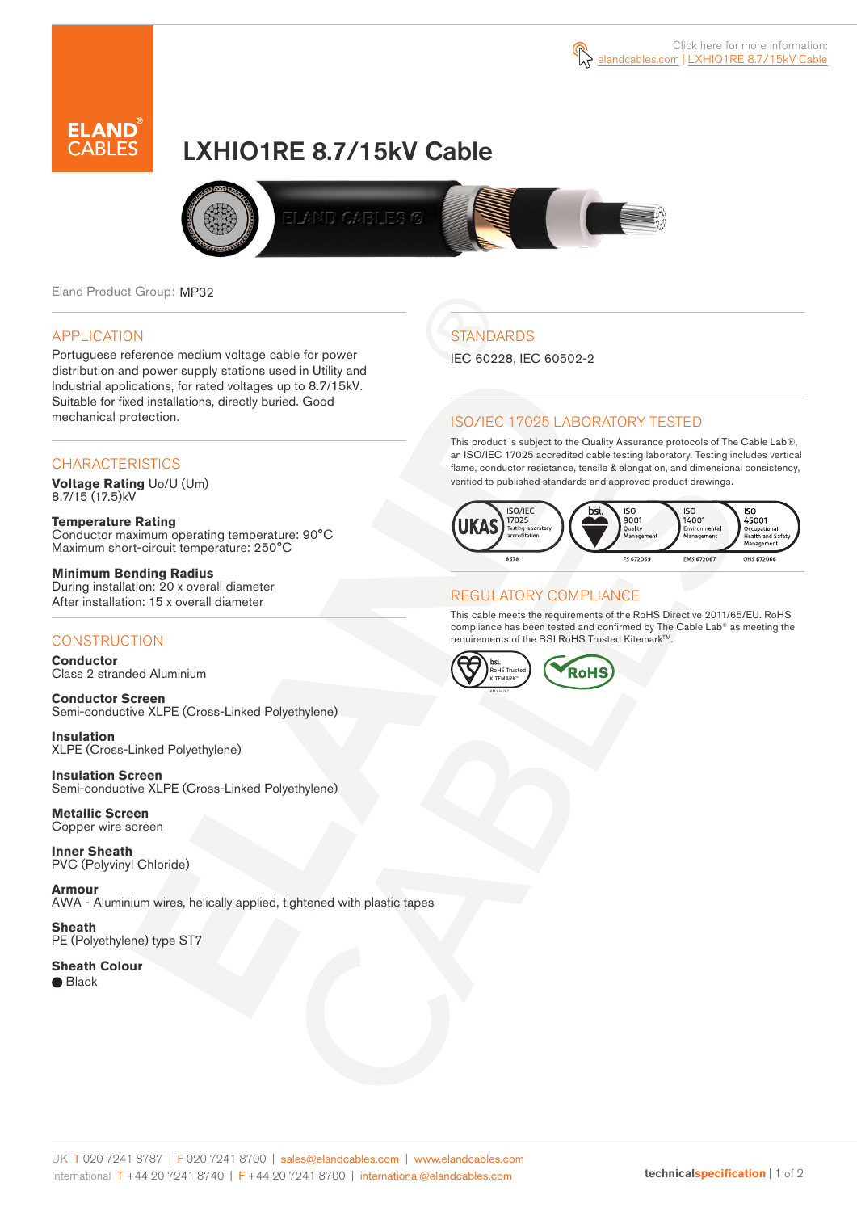Click here for more information: elandcables.com | LXHIO1RE 8.7/15kV Cable

# LXHIO1RE 8.7/15kV Cable

Eland Product Group: MP32

## APPLICATION

Portuguese reference medium voltage cable for power distribution and power supply stations used in Utility and Industrial applications, for rated voltages up to 8.7/15kV. Suitable for fixed installations, directly buried. Good mechanical protection.

## CHARACTERISTICS

**Voltage Rating** Uo/U (Um)
8.7/15 (17.5)kV

**Temperature Rating**
Conductor maximum operating temperature: 90°C
Maximum short-circuit temperature: 250°C

**Minimum Bending Radius**
During installation: 20 x overall diameter
After installation: 15 x overall diameter

## CONSTRUCTION

**Conductor**
Class 2 stranded Aluminium

**Conductor Screen**
Semi-conductive XLPE (Cross-Linked Polyethylene)

**Insulation**
XLPE (Cross-Linked Polyethylene)

**Insulation Screen**
Semi-conductive XLPE (Cross-Linked Polyethylene)

**Metallic Screen**
Copper wire screen

**Inner Sheath**
PVC (Polyvinyl Chloride)

**Armour**
AWA - Aluminium wires, helically applied, tightened with plastic tapes

**Sheath**
PE (Polyethylene) type ST7

**Sheath Colour**
● Black

## STANDARDS

IEC 60228, IEC 60502-2

## ISO/IEC 17025 LABORATORY TESTED

This product is subject to the Quality Assurance protocols of The Cable Lab®, an ISO/IEC 17025 accredited cable testing laboratory. Testing includes vertical flame, conductor resistance, tensile & elongation, and dimensional consistency, verified to published standards and approved product drawings.

UKAS ISO/IEC 17025 Testing laboratory accreditation 8578 | bsi. ISO 9001 Quality Management FS 672069 | ISO 14001 Environmental Management EMS 672067 | ISO 45001 Occupational Health and Safety Management OHS 672066

## REGULATORY COMPLIANCE

This cable meets the requirements of the RoHS Directive 2011/65/EU. RoHS compliance has been tested and confirmed by The Cable Lab® as meeting the requirements of the BSI RoHS Trusted Kitemark™.

bsi. RoHS Trusted KITEMARK™ | RoHS

UK T 020 7241 8787 | F 020 7241 8700 | sales@elandcables.com | www.elandcables.com
International T +44 20 7241 8740 | F +44 20 7241 8700 | international@elandcables.com

technicalspecification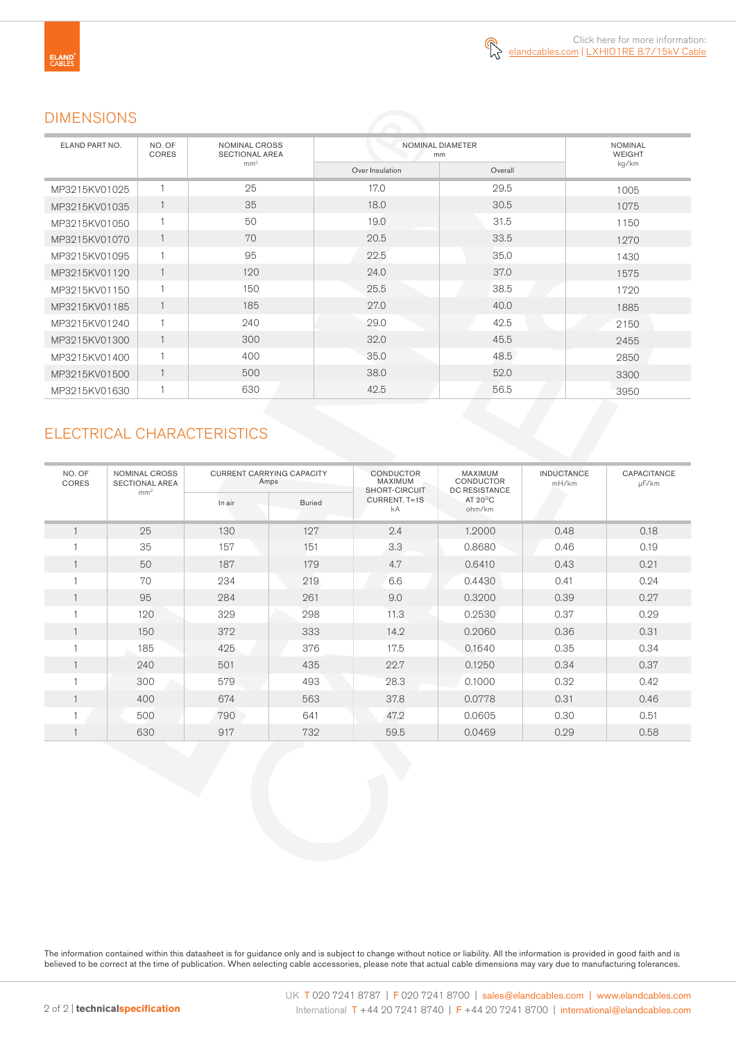Click here for more information: elandcables.com | LXHIO1RE 8.7/15kV Cable

## DIMENSIONS

| ELAND PART NO. | NO. OF CORES | NOMINAL CROSS SECTIONAL AREA mm² | NOMINAL DIAMETER mm | | NOMINAL WEIGHT kg/km |
|---|---|---|---|---|---|
| | | | Over Insulation | Overall | |
| MP3215KV01025 | 1 | 25 | 17.0 | 29.5 | 1005 |
| MP3215KV01035 | 1 | 35 | 18.0 | 30.5 | 1075 |
| MP3215KV01050 | 1 | 50 | 19.0 | 31.5 | 1150 |
| MP3215KV01070 | 1 | 70 | 20.5 | 33.5 | 1270 |
| MP3215KV01095 | 1 | 95 | 22.5 | 35.0 | 1430 |
| MP3215KV01120 | 1 | 120 | 24.0 | 37.0 | 1575 |
| MP3215KV01150 | 1 | 150 | 25.5 | 38.5 | 1720 |
| MP3215KV01185 | 1 | 185 | 27.0 | 40.0 | 1885 |
| MP3215KV01240 | 1 | 240 | 29.0 | 42.5 | 2150 |
| MP3215KV01300 | 1 | 300 | 32.0 | 45.5 | 2455 |
| MP3215KV01400 | 1 | 400 | 35.0 | 48.5 | 2850 |
| MP3215KV01500 | 1 | 500 | 38.0 | 52.0 | 3300 |
| MP3215KV01630 | 1 | 630 | 42.5 | 56.5 | 3950 |

## ELECTRICAL CHARACTERISTICS

| NO. OF CORES | NOMINAL CROSS SECTIONAL AREA mm² | CURRENT CARRYING CAPACITY Amps | | CONDUCTOR MAXIMUM SHORT-CIRCUIT CURRENT. T=1S kA | MAXIMUM CONDUCTOR DC RESISTANCE AT 20°C ohm/km | INDUCTANCE mH/km | CAPACITANCE µF/km |
|---|---|---|---|---|---|---|---|
| | | In air | Buried | | | | |
| 1 | 25 | 130 | 127 | 2.4 | 1.2000 | 0.48 | 0.18 |
| 1 | 35 | 157 | 151 | 3.3 | 0.8680 | 0.46 | 0.19 |
| 1 | 50 | 187 | 179 | 4.7 | 0.6410 | 0.43 | 0.21 |
| 1 | 70 | 234 | 219 | 6.6 | 0.4430 | 0.41 | 0.24 |
| 1 | 95 | 284 | 261 | 9.0 | 0.3200 | 0.39 | 0.27 |
| 1 | 120 | 329 | 298 | 11.3 | 0.2530 | 0.37 | 0.29 |
| 1 | 150 | 372 | 333 | 14.2 | 0.2060 | 0.36 | 0.31 |
| 1 | 185 | 425 | 376 | 17.5 | 0.1640 | 0.35 | 0.34 |
| 1 | 240 | 501 | 435 | 22.7 | 0.1250 | 0.34 | 0.37 |
| 1 | 300 | 579 | 493 | 28.3 | 0.1000 | 0.32 | 0.42 |
| 1 | 400 | 674 | 563 | 37.8 | 0.0778 | 0.31 | 0.46 |
| 1 | 500 | 790 | 641 | 47.2 | 0.0605 | 0.30 | 0.51 |
| 1 | 630 | 917 | 732 | 59.5 | 0.0469 | 0.29 | 0.58 |

The information contained within this datasheet is for guidance only and is subject to change without notice or liability. All the information is provided in good faith and is believed to be correct at the time of publication. When selecting cable accessories, please note that actual cable dimensions may vary due to manufacturing tolerances.

UK T 020 7241 8787 | F 020 7241 8700 | sales@elandcables.com | www.elandcables.com
International T +44 20 7241 8740 | F +44 20 7241 8700 | international@elandcables.com